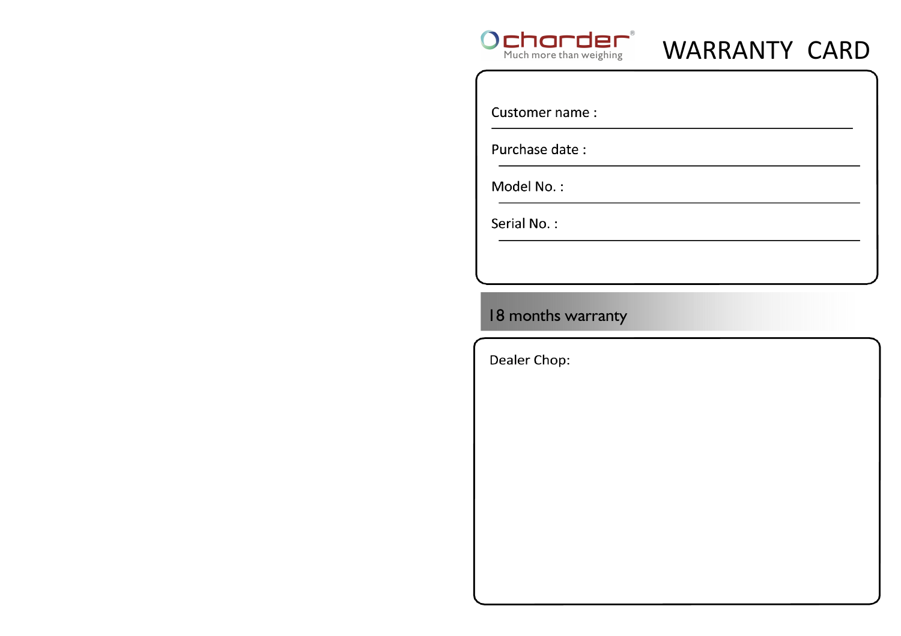charder
Much more than weighing

# WARRANTY CARD

Customer name :

Purchase date :

Model No. :

Serial No. :

## 18 months warranty

Dealer Chop: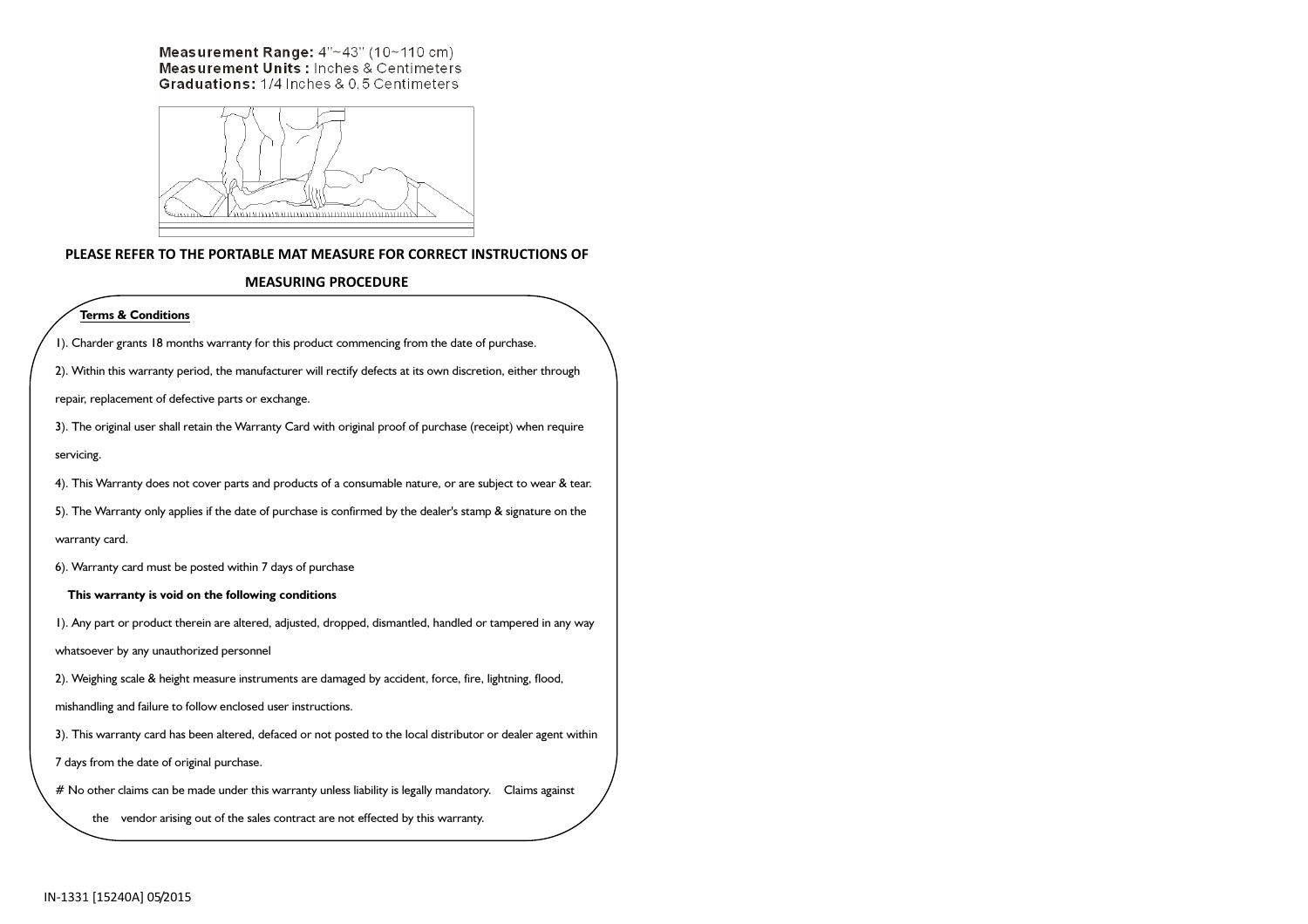**Measurement Range:** 4"~43" (10~110 cm)
**Measurement Units :** Inches & Centimeters
**Graduations:** 1/4 Inches & 0.5 Centimeters

**PLEASE REFER TO THE PORTABLE MAT MEASURE FOR CORRECT INSTRUCTIONS OF MEASURING PROCEDURE**

**Terms & Conditions**

1). Charder grants 18 months warranty for this product commencing from the date of purchase.

2). Within this warranty period, the manufacturer will rectify defects at its own discretion, either through repair, replacement of defective parts or exchange.

3). The original user shall retain the Warranty Card with original proof of purchase (receipt) when require servicing.

4). This Warranty does not cover parts and products of a consumable nature, or are subject to wear & tear.

5). The Warranty only applies if the date of purchase is confirmed by the dealer's stamp & signature on the warranty card.

6). Warranty card must be posted within 7 days of purchase

**This warranty is void on the following conditions**

1). Any part or product therein are altered, adjusted, dropped, dismantled, handled or tampered in any way whatsoever by any unauthorized personnel

2). Weighing scale & height measure instruments are damaged by accident, force, fire, lightning, flood, mishandling and failure to follow enclosed user instructions.

3). This warranty card has been altered, defaced or not posted to the local distributor or dealer agent within 7 days from the date of original purchase.

# No other claims can be made under this warranty unless liability is legally mandatory. Claims against the vendor arising out of the sales contract are not effected by this warranty.

IN-1331 [15240A] 05/2015